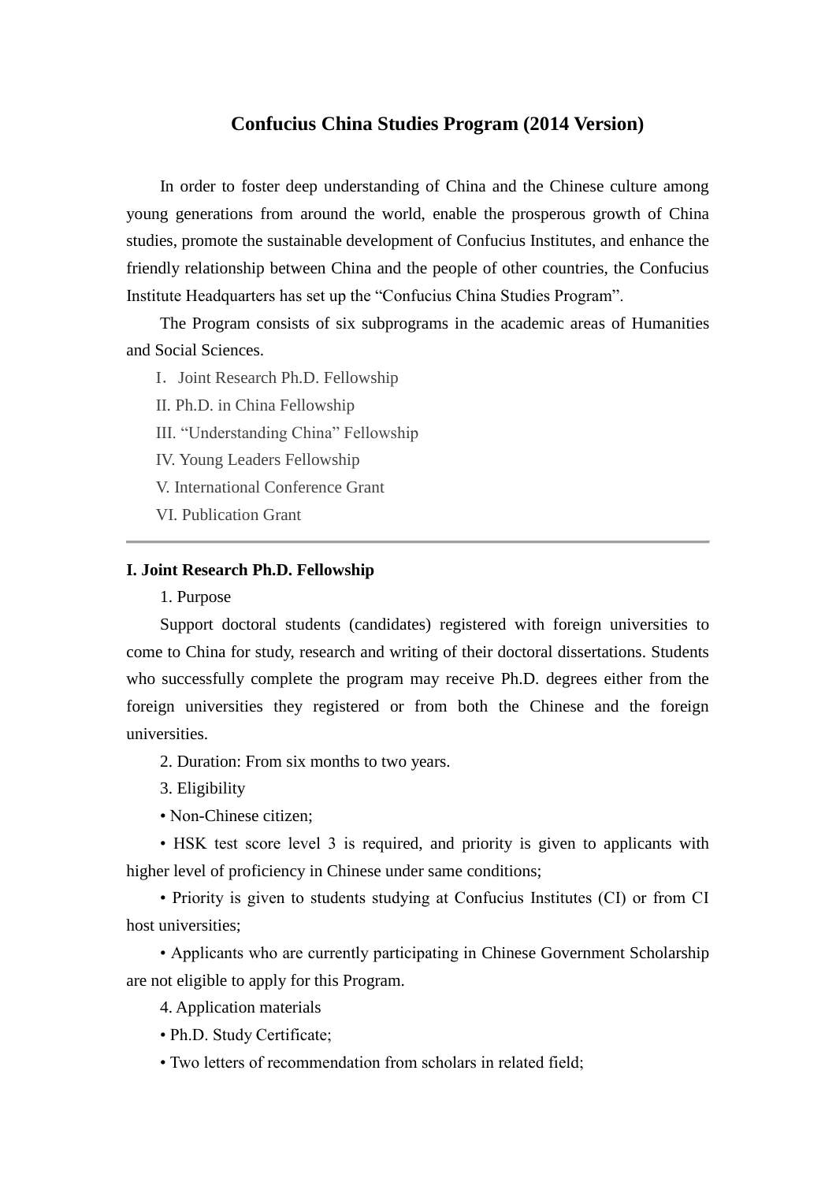# Confucius China Studies Program (2014 Version)

In order to foster deep understanding of China and the Chinese culture among young generations from around the world, enable the prosperous growth of China studies, promote the sustainable development of Confucius Institutes, and enhance the friendly relationship between China and the people of other countries, the Confucius Institute Headquarters has set up the "Confucius China Studies Program".

The Program consists of six subprograms in the academic areas of Humanities and Social Sciences.

I. Joint Research Ph.D. Fellowship

II. Ph.D. in China Fellowship

III. "Understanding China" Fellowship

IV. Young Leaders Fellowship

V. International Conference Grant

VI. Publication Grant

---

## I. Joint Research Ph.D. Fellowship

1. Purpose

Support doctoral students (candidates) registered with foreign universities to come to China for study, research and writing of their doctoral dissertations. Students who successfully complete the program may receive Ph.D. degrees either from the foreign universities they registered or from both the Chinese and the foreign universities.

2. Duration: From six months to two years.

3. Eligibility

• Non-Chinese citizen;

• HSK test score level 3 is required, and priority is given to applicants with higher level of proficiency in Chinese under same conditions;

• Priority is given to students studying at Confucius Institutes (CI) or from CI host universities;

• Applicants who are currently participating in Chinese Government Scholarship are not eligible to apply for this Program.

4. Application materials

• Ph.D. Study Certificate;

• Two letters of recommendation from scholars in related field;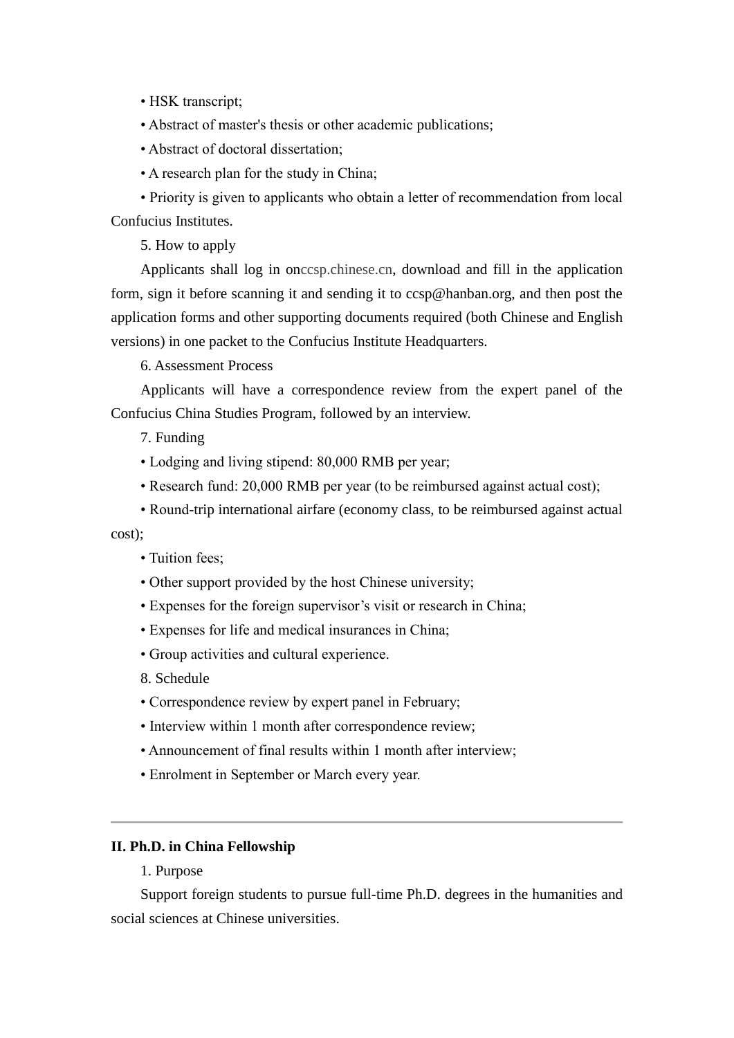- HSK transcript;
- Abstract of master's thesis or other academic publications;
- Abstract of doctoral dissertation;
- A research plan for the study in China;
- Priority is given to applicants who obtain a letter of recommendation from local Confucius Institutes.

5. How to apply

Applicants shall log in onccsp.chinese.cn, download and fill in the application form, sign it before scanning it and sending it to ccsp@hanban.org, and then post the application forms and other supporting documents required (both Chinese and English versions) in one packet to the Confucius Institute Headquarters.

6. Assessment Process

Applicants will have a correspondence review from the expert panel of the Confucius China Studies Program, followed by an interview.

7. Funding

- Lodging and living stipend: 80,000 RMB per year;
- Research fund: 20,000 RMB per year (to be reimbursed against actual cost);
- Round-trip international airfare (economy class, to be reimbursed against actual cost);
- Tuition fees;
- Other support provided by the host Chinese university;
- Expenses for the foreign supervisor’s visit or research in China;
- Expenses for life and medical insurances in China;
- Group activities and cultural experience.

8. Schedule

- Correspondence review by expert panel in February;
- Interview within 1 month after correspondence review;
- Announcement of final results within 1 month after interview;
- Enrolment in September or March every year.

---

**II. Ph.D. in China Fellowship**

1. Purpose

Support foreign students to pursue full-time Ph.D. degrees in the humanities and social sciences at Chinese universities.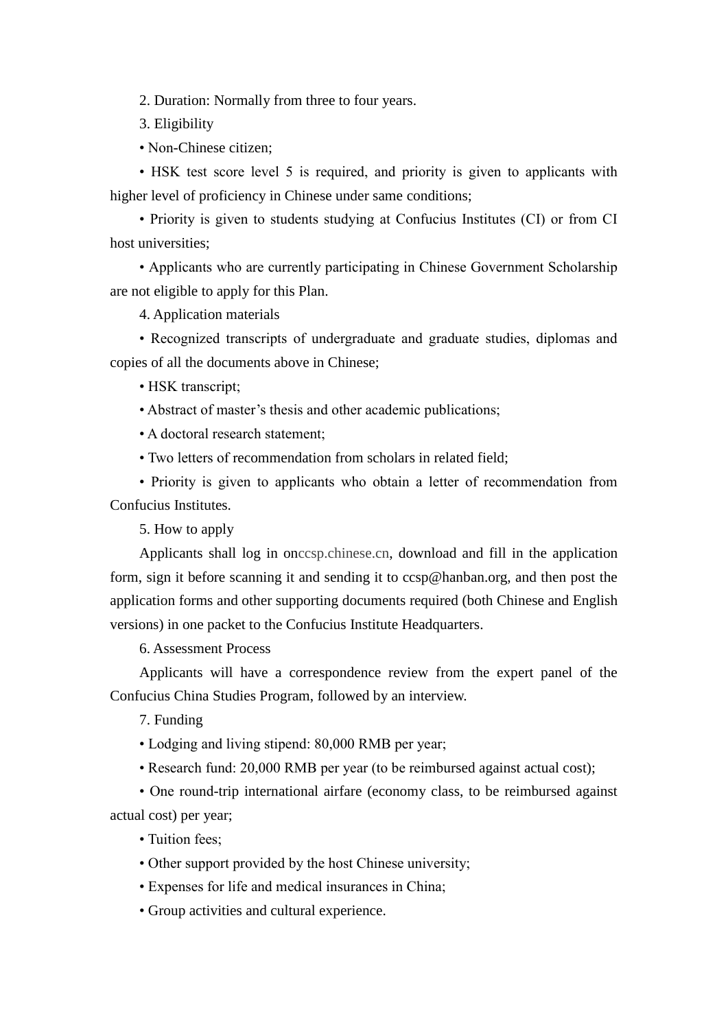2. Duration: Normally from three to four years.

3. Eligibility

• Non-Chinese citizen;

• HSK test score level 5 is required, and priority is given to applicants with higher level of proficiency in Chinese under same conditions;

• Priority is given to students studying at Confucius Institutes (CI) or from CI host universities;

• Applicants who are currently participating in Chinese Government Scholarship are not eligible to apply for this Plan.

4. Application materials

• Recognized transcripts of undergraduate and graduate studies, diplomas and copies of all the documents above in Chinese;

• HSK transcript;

• Abstract of master's thesis and other academic publications;

• A doctoral research statement;

• Two letters of recommendation from scholars in related field;

• Priority is given to applicants who obtain a letter of recommendation from Confucius Institutes.

5. How to apply

Applicants shall log in onccsp.chinese.cn, download and fill in the application form, sign it before scanning it and sending it to ccsp@hanban.org, and then post the application forms and other supporting documents required (both Chinese and English versions) in one packet to the Confucius Institute Headquarters.

6. Assessment Process

Applicants will have a correspondence review from the expert panel of the Confucius China Studies Program, followed by an interview.

7. Funding

• Lodging and living stipend: 80,000 RMB per year;

• Research fund: 20,000 RMB per year (to be reimbursed against actual cost);

• One round-trip international airfare (economy class, to be reimbursed against actual cost) per year;

• Tuition fees;

• Other support provided by the host Chinese university;

• Expenses for life and medical insurances in China;

• Group activities and cultural experience.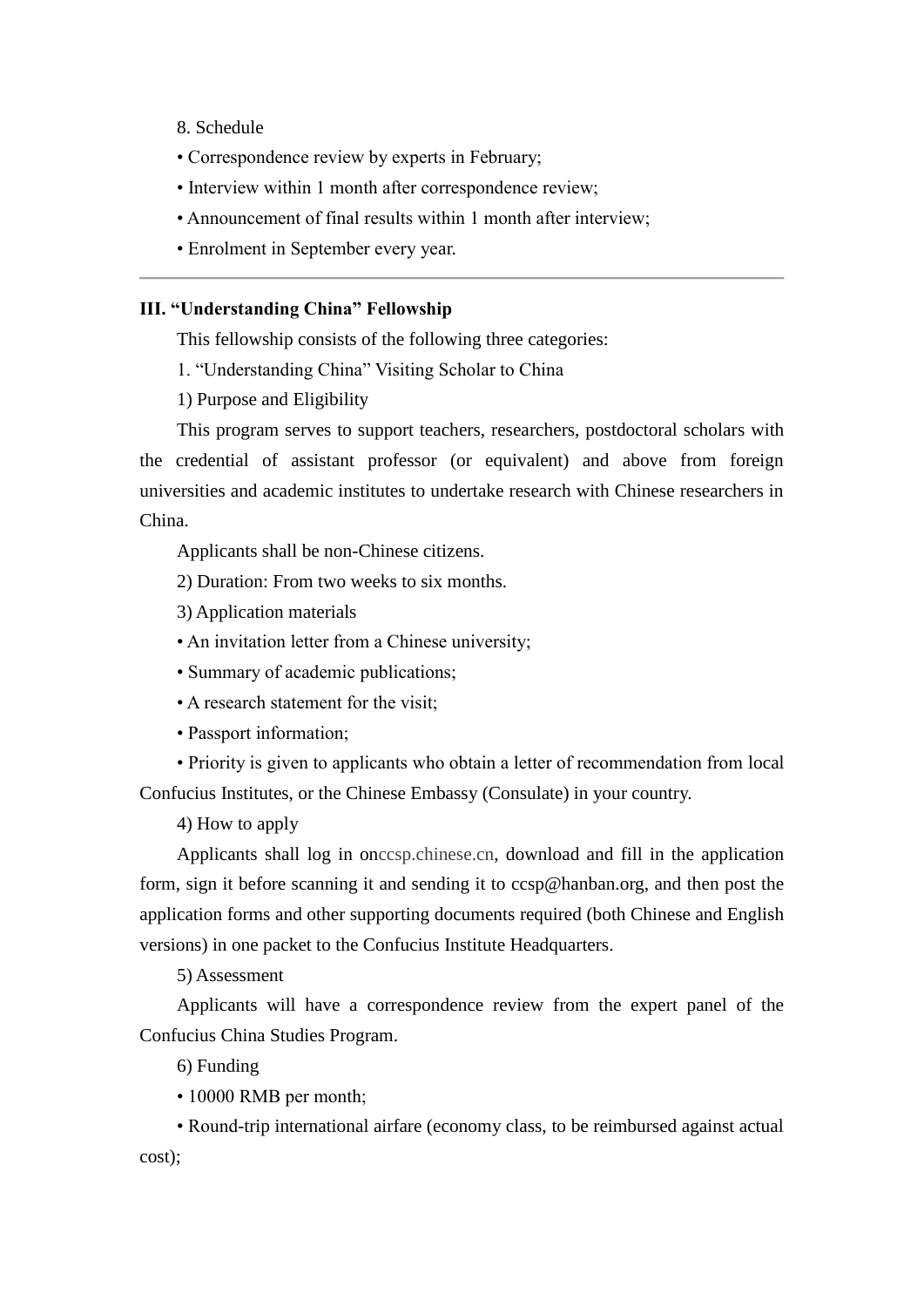8. Schedule

- Correspondence review by experts in February;
- Interview within 1 month after correspondence review;
- Announcement of final results within 1 month after interview;
- Enrolment in September every year.

---

### III. “Understanding China” Fellowship

This fellowship consists of the following three categories:

1. “Understanding China” Visiting Scholar to China

1) Purpose and Eligibility

This program serves to support teachers, researchers, postdoctoral scholars with the credential of assistant professor (or equivalent) and above from foreign universities and academic institutes to undertake research with Chinese researchers in China.

Applicants shall be non-Chinese citizens.

2) Duration: From two weeks to six months.

3) Application materials

- An invitation letter from a Chinese university;
- Summary of academic publications;
- A research statement for the visit;
- Passport information;
- Priority is given to applicants who obtain a letter of recommendation from local Confucius Institutes, or the Chinese Embassy (Consulate) in your country.

4) How to apply

Applicants shall log in onccsp.chinese.cn, download and fill in the application form, sign it before scanning it and sending it to ccsp@hanban.org, and then post the application forms and other supporting documents required (both Chinese and English versions) in one packet to the Confucius Institute Headquarters.

5) Assessment

Applicants will have a correspondence review from the expert panel of the Confucius China Studies Program.

6) Funding

- 10000 RMB per month;
- Round-trip international airfare (economy class, to be reimbursed against actual cost);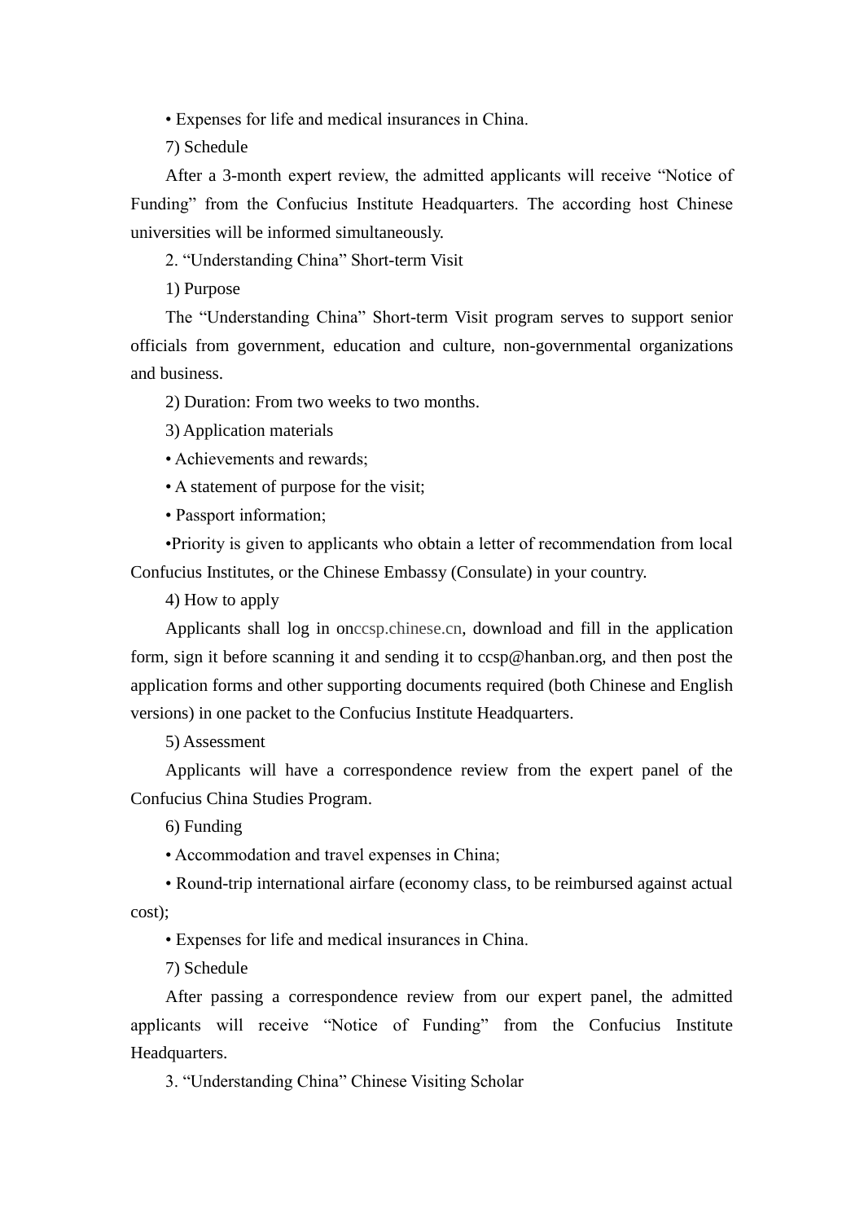• Expenses for life and medical insurances in China.

7) Schedule

After a 3-month expert review, the admitted applicants will receive “Notice of Funding” from the Confucius Institute Headquarters. The according host Chinese universities will be informed simultaneously.

2. “Understanding China” Short-term Visit

1) Purpose

The “Understanding China” Short-term Visit program serves to support senior officials from government, education and culture, non-governmental organizations and business.

2) Duration: From two weeks to two months.

3) Application materials

• Achievements and rewards;

• A statement of purpose for the visit;

• Passport information;

•Priority is given to applicants who obtain a letter of recommendation from local Confucius Institutes, or the Chinese Embassy (Consulate) in your country.

4) How to apply

Applicants shall log in onccsp.chinese.cn, download and fill in the application form, sign it before scanning it and sending it to ccsp@hanban.org, and then post the application forms and other supporting documents required (both Chinese and English versions) in one packet to the Confucius Institute Headquarters.

5) Assessment

Applicants will have a correspondence review from the expert panel of the Confucius China Studies Program.

6) Funding

• Accommodation and travel expenses in China;

• Round-trip international airfare (economy class, to be reimbursed against actual cost);

• Expenses for life and medical insurances in China.

7) Schedule

After passing a correspondence review from our expert panel, the admitted applicants will receive “Notice of Funding” from the Confucius Institute Headquarters.

3. “Understanding China” Chinese Visiting Scholar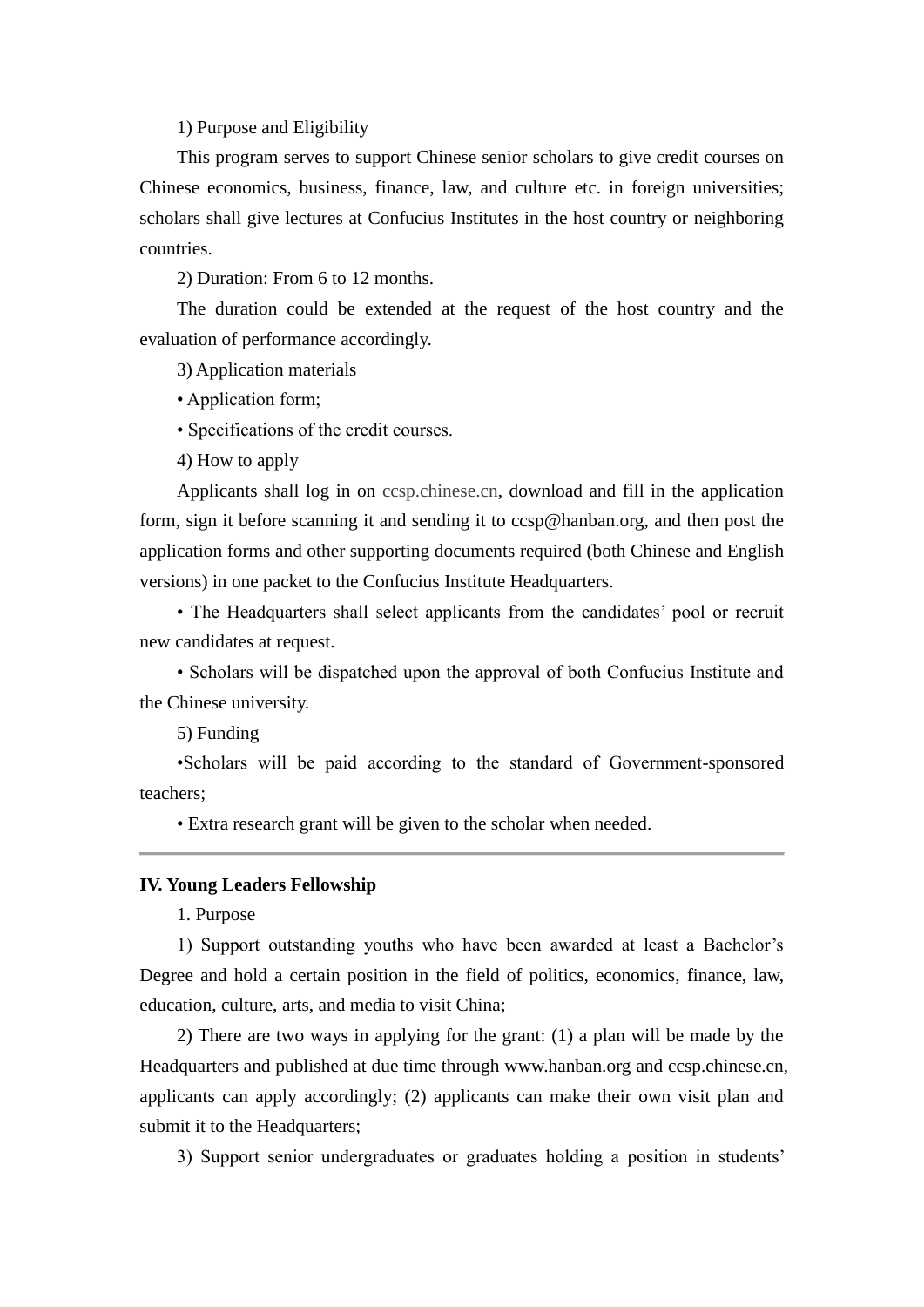1) Purpose and Eligibility

This program serves to support Chinese senior scholars to give credit courses on Chinese economics, business, finance, law, and culture etc. in foreign universities; scholars shall give lectures at Confucius Institutes in the host country or neighboring countries.

2) Duration: From 6 to 12 months.

The duration could be extended at the request of the host country and the evaluation of performance accordingly.

3) Application materials

- Application form;
- Specifications of the credit courses.

4) How to apply

Applicants shall log in on ccsp.chinese.cn, download and fill in the application form, sign it before scanning it and sending it to ccsp@hanban.org, and then post the application forms and other supporting documents required (both Chinese and English versions) in one packet to the Confucius Institute Headquarters.

- The Headquarters shall select applicants from the candidates' pool or recruit new candidates at request.
- Scholars will be dispatched upon the approval of both Confucius Institute and the Chinese university.

5) Funding

- Scholars will be paid according to the standard of Government-sponsored teachers;
- Extra research grant will be given to the scholar when needed.

---

**IV. Young Leaders Fellowship**

1. Purpose

1) Support outstanding youths who have been awarded at least a Bachelor's Degree and hold a certain position in the field of politics, economics, finance, law, education, culture, arts, and media to visit China;

2) There are two ways in applying for the grant: (1) a plan will be made by the Headquarters and published at due time through www.hanban.org and ccsp.chinese.cn, applicants can apply accordingly; (2) applicants can make their own visit plan and submit it to the Headquarters;

3) Support senior undergraduates or graduates holding a position in students'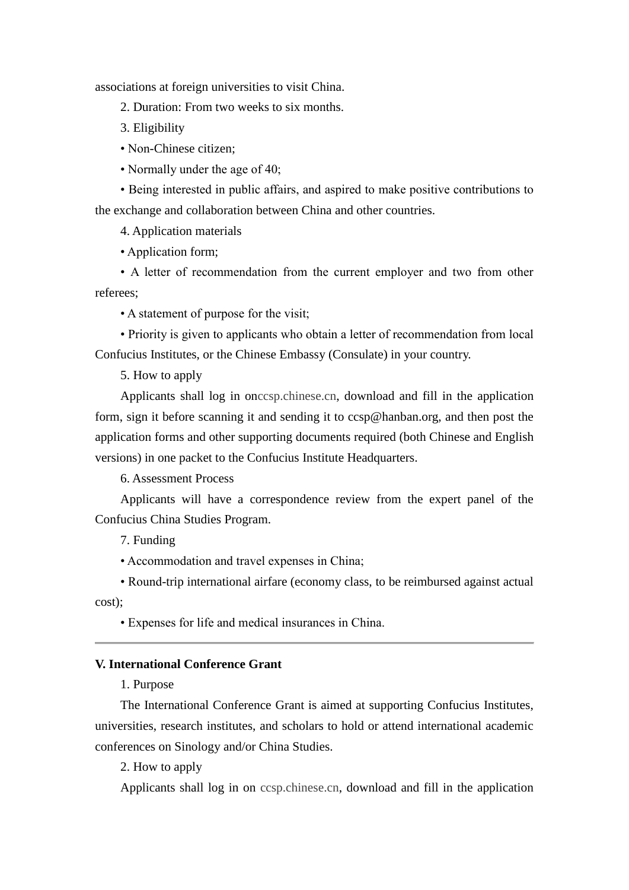associations at foreign universities to visit China.

2. Duration: From two weeks to six months.

3. Eligibility

• Non-Chinese citizen;

• Normally under the age of 40;

• Being interested in public affairs, and aspired to make positive contributions to the exchange and collaboration between China and other countries.

4. Application materials

• Application form;

• A letter of recommendation from the current employer and two from other referees;

• A statement of purpose for the visit;

• Priority is given to applicants who obtain a letter of recommendation from local Confucius Institutes, or the Chinese Embassy (Consulate) in your country.

5. How to apply

Applicants shall log in onccsp.chinese.cn, download and fill in the application form, sign it before scanning it and sending it to ccsp@hanban.org, and then post the application forms and other supporting documents required (both Chinese and English versions) in one packet to the Confucius Institute Headquarters.

6. Assessment Process

Applicants will have a correspondence review from the expert panel of the Confucius China Studies Program.

7. Funding

• Accommodation and travel expenses in China;

• Round-trip international airfare (economy class, to be reimbursed against actual cost);

• Expenses for life and medical insurances in China.

---

**V. International Conference Grant**

1. Purpose

The International Conference Grant is aimed at supporting Confucius Institutes, universities, research institutes, and scholars to hold or attend international academic conferences on Sinology and/or China Studies.

2. How to apply

Applicants shall log in on ccsp.chinese.cn, download and fill in the application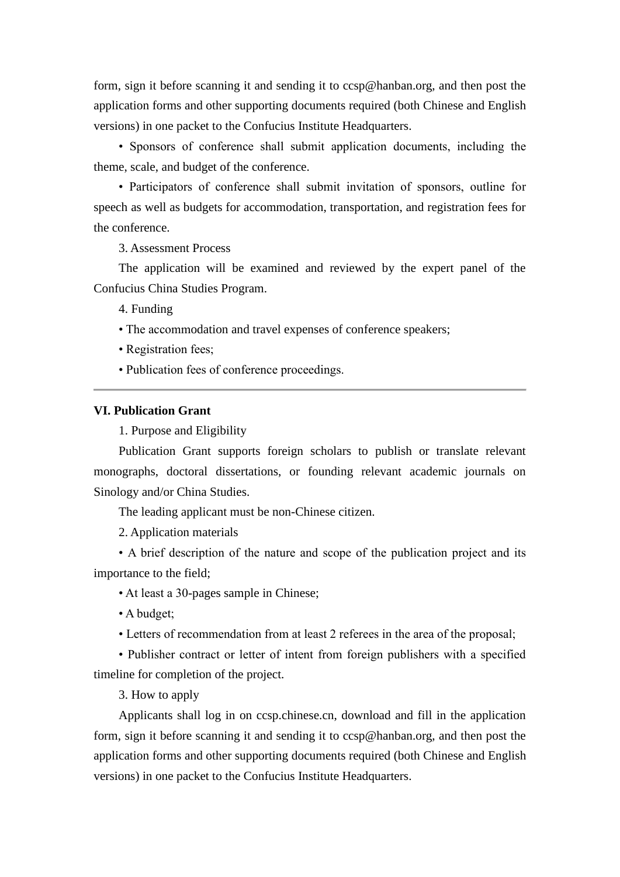form, sign it before scanning it and sending it to ccsp@hanban.org, and then post the application forms and other supporting documents required (both Chinese and English versions) in one packet to the Confucius Institute Headquarters.

• Sponsors of conference shall submit application documents, including the theme, scale, and budget of the conference.

• Participators of conference shall submit invitation of sponsors, outline for speech as well as budgets for accommodation, transportation, and registration fees for the conference.

3. Assessment Process

The application will be examined and reviewed by the expert panel of the Confucius China Studies Program.

4. Funding

• The accommodation and travel expenses of conference speakers;

• Registration fees;

• Publication fees of conference proceedings.

---

**VI. Publication Grant**

1. Purpose and Eligibility

Publication Grant supports foreign scholars to publish or translate relevant monographs, doctoral dissertations, or founding relevant academic journals on Sinology and/or China Studies.

The leading applicant must be non-Chinese citizen.

2. Application materials

• A brief description of the nature and scope of the publication project and its importance to the field;

• At least a 30-pages sample in Chinese;

• A budget;

• Letters of recommendation from at least 2 referees in the area of the proposal;

• Publisher contract or letter of intent from foreign publishers with a specified timeline for completion of the project.

3. How to apply

Applicants shall log in on ccsp.chinese.cn, download and fill in the application form, sign it before scanning it and sending it to ccsp@hanban.org, and then post the application forms and other supporting documents required (both Chinese and English versions) in one packet to the Confucius Institute Headquarters.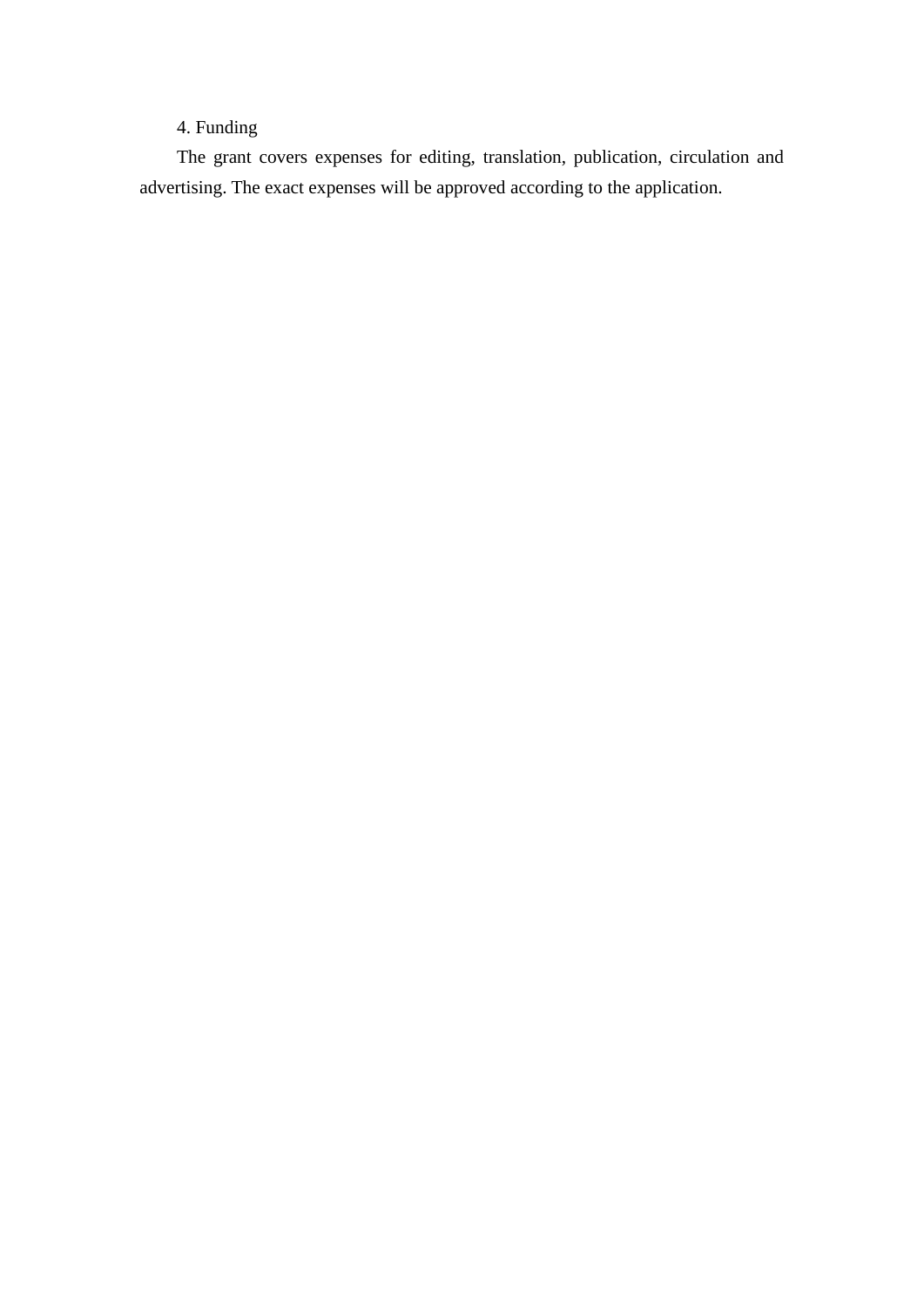4. Funding

The grant covers expenses for editing, translation, publication, circulation and advertising. The exact expenses will be approved according to the application.